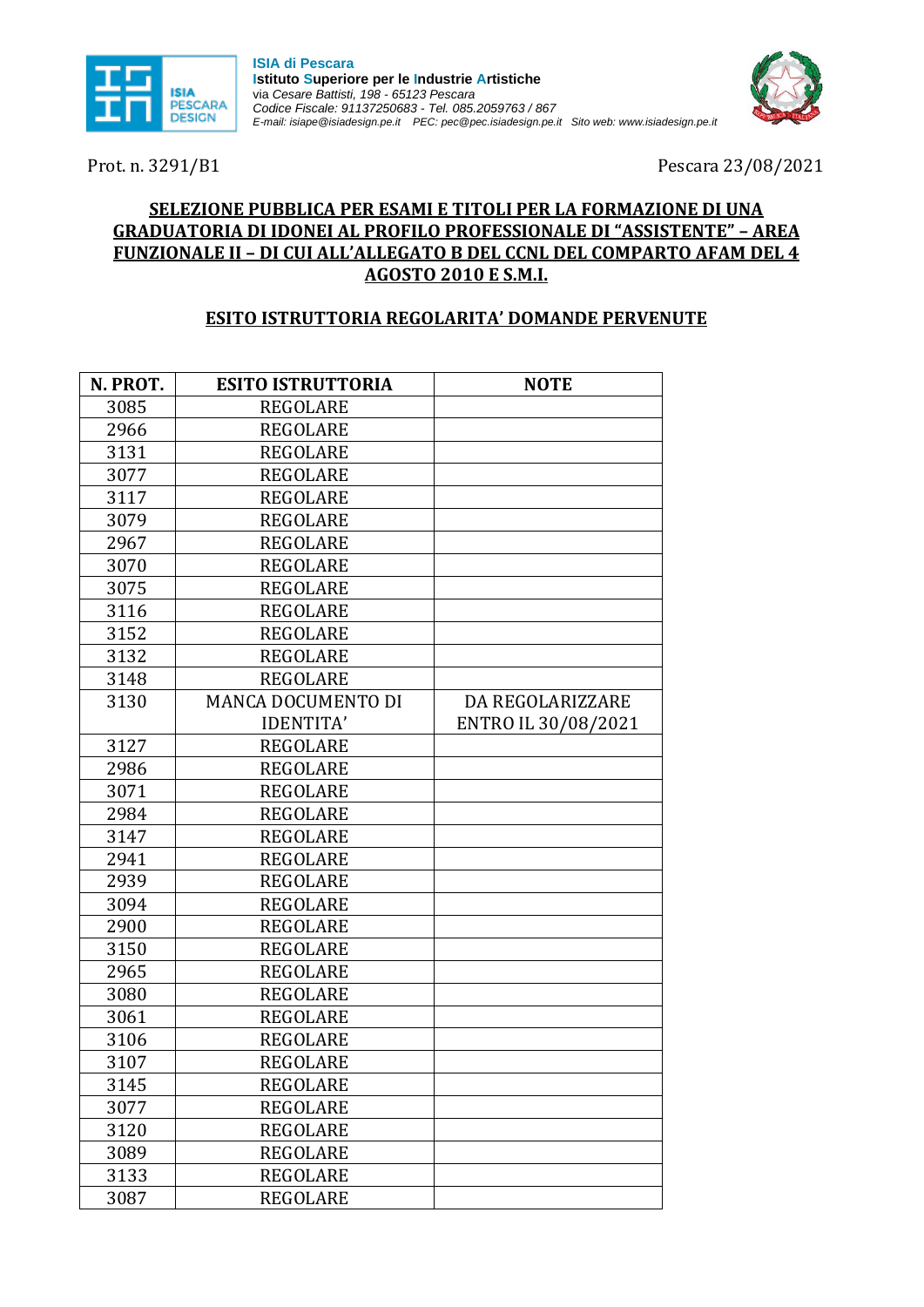**ISIA di Pescara**
**Istituto Superiore per le Industrie Artistiche**
via *Cesare Battisti, 198 - 65123 Pescara*
*Codice Fiscale: 91137250683 - Tel. 085.2059763 / 867*
*E-mail: isiape@isiadesign.pe.it PEC: pec@pec.isiadesign.pe.it Sito web: www.isiadesign.pe.it*

Prot. n. 3291/B1

Pescara 23/08/2021

**SELEZIONE PUBBLICA PER ESAMI E TITOLI PER LA FORMAZIONE DI UNA GRADUATORIA DI IDONEI AL PROFILO PROFESSIONALE DI "ASSISTENTE" – AREA FUNZIONALE II – DI CUI ALL'ALLEGATO B DEL CCNL DEL COMPARTO AFAM DEL 4 AGOSTO 2010 E S.M.I.**

**ESITO ISTRUTTORIA REGOLARITA' DOMANDE PERVENUTE**

| N. PROT. | ESITO ISTRUTTORIA | NOTE |
|---|---|---|
| 3085 | REGOLARE | |
| 2966 | REGOLARE | |
| 3131 | REGOLARE | |
| 3077 | REGOLARE | |
| 3117 | REGOLARE | |
| 3079 | REGOLARE | |
| 2967 | REGOLARE | |
| 3070 | REGOLARE | |
| 3075 | REGOLARE | |
| 3116 | REGOLARE | |
| 3152 | REGOLARE | |
| 3132 | REGOLARE | |
| 3148 | REGOLARE | |
| 3130 | MANCA DOCUMENTO DI IDENTITA' | DA REGOLARIZZARE ENTRO IL 30/08/2021 |
| 3127 | REGOLARE | |
| 2986 | REGOLARE | |
| 3071 | REGOLARE | |
| 2984 | REGOLARE | |
| 3147 | REGOLARE | |
| 2941 | REGOLARE | |
| 2939 | REGOLARE | |
| 3094 | REGOLARE | |
| 2900 | REGOLARE | |
| 3150 | REGOLARE | |
| 2965 | REGOLARE | |
| 3080 | REGOLARE | |
| 3061 | REGOLARE | |
| 3106 | REGOLARE | |
| 3107 | REGOLARE | |
| 3145 | REGOLARE | |
| 3077 | REGOLARE | |
| 3120 | REGOLARE | |
| 3089 | REGOLARE | |
| 3133 | REGOLARE | |
| 3087 | REGOLARE | |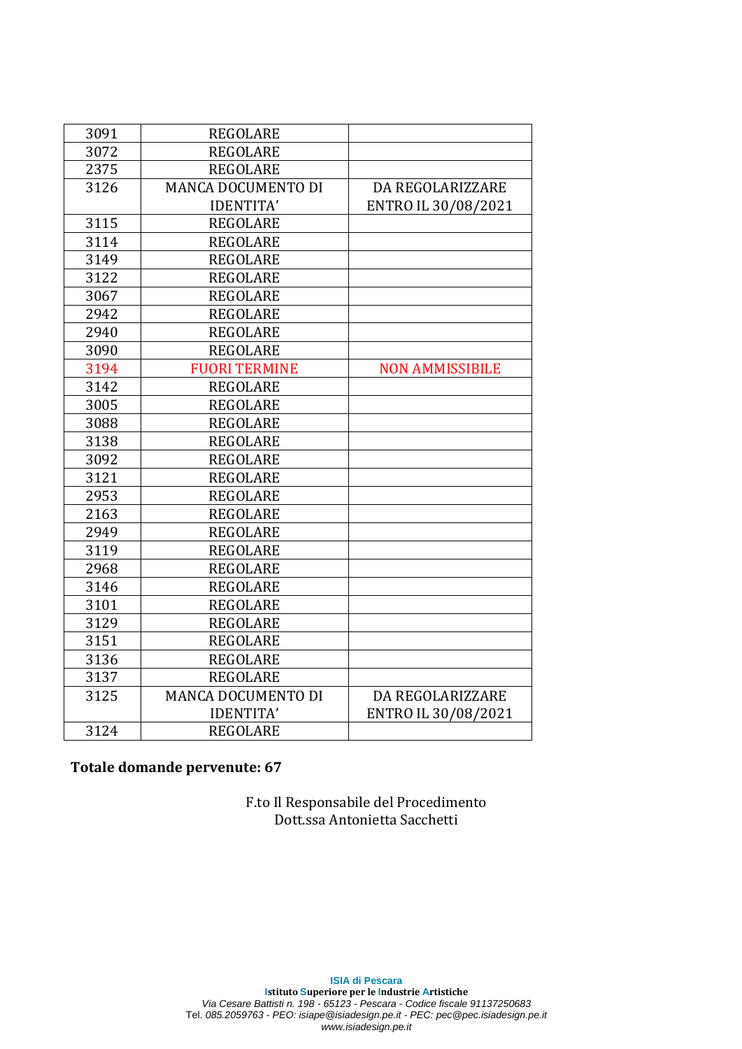| | | |
|---|---|---|
| 3091 | REGOLARE | |
| 3072 | REGOLARE | |
| 2375 | REGOLARE | |
| 3126 | MANCA DOCUMENTO DI IDENTITA' | DA REGOLARIZZARE ENTRO IL 30/08/2021 |
| 3115 | REGOLARE | |
| 3114 | REGOLARE | |
| 3149 | REGOLARE | |
| 3122 | REGOLARE | |
| 3067 | REGOLARE | |
| 2942 | REGOLARE | |
| 2940 | REGOLARE | |
| 3090 | REGOLARE | |
| 3194 | FUORI TERMINE | NON AMMISSIBILE |
| 3142 | REGOLARE | |
| 3005 | REGOLARE | |
| 3088 | REGOLARE | |
| 3138 | REGOLARE | |
| 3092 | REGOLARE | |
| 3121 | REGOLARE | |
| 2953 | REGOLARE | |
| 2163 | REGOLARE | |
| 2949 | REGOLARE | |
| 3119 | REGOLARE | |
| 2968 | REGOLARE | |
| 3146 | REGOLARE | |
| 3101 | REGOLARE | |
| 3129 | REGOLARE | |
| 3151 | REGOLARE | |
| 3136 | REGOLARE | |
| 3137 | REGOLARE | |
| 3125 | MANCA DOCUMENTO DI IDENTITA' | DA REGOLARIZZARE ENTRO IL 30/08/2021 |
| 3124 | REGOLARE | |

**Totale domande pervenute: 67**

F.to Il Responsabile del Procedimento
Dott.ssa Antonietta Sacchetti

**ISIA di Pescara**
**Istituto Superiore per le Industrie Artistiche**
*Via Cesare Battisti n. 198 - 65123 - Pescara - Codice fiscale 91137250683*
Tel. *085.2059763 - PEO: isiape@isiadesign.pe.it - PEC: pec@pec.isiadesign.pe.it*
*www.isiadesign.pe.it*